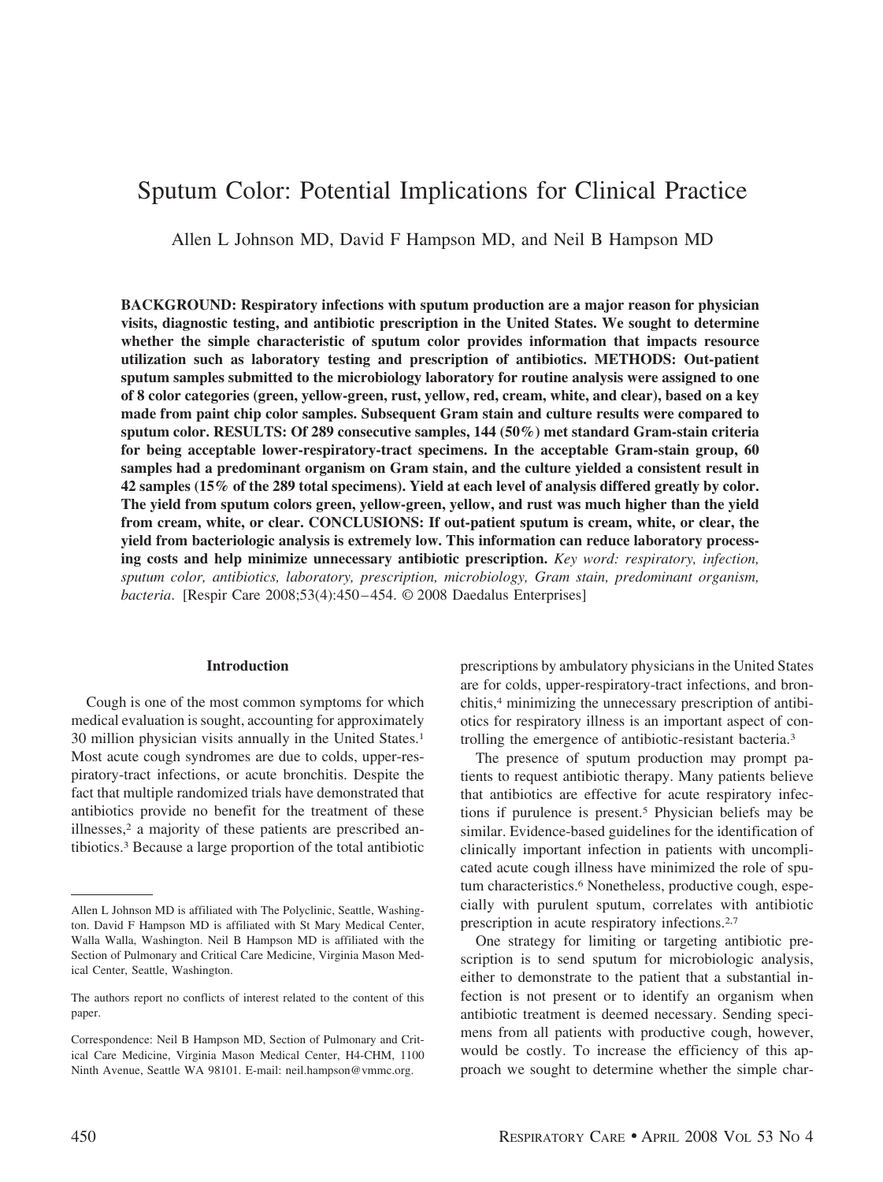# Sputum Color: Potential Implications for Clinical Practice

Allen L Johnson MD, David F Hampson MD, and Neil B Hampson MD

**BACKGROUND: Respiratory infections with sputum production are a major reason for physician visits, diagnostic testing, and antibiotic prescription in the United States. We sought to determine whether the simple characteristic of sputum color provides information that impacts resource utilization such as laboratory testing and prescription of antibiotics. METHODS: Out-patient sputum samples submitted to the microbiology laboratory for routine analysis were assigned to one of 8 color categories (green, yellow-green, rust, yellow, red, cream, white, and clear), based on a key made from paint chip color samples. Subsequent Gram stain and culture results were compared to sputum color. RESULTS: Of 289 consecutive samples, 144 (50%) met standard Gram-stain criteria for being acceptable lower-respiratory-tract specimens. In the acceptable Gram-stain group, 60 samples had a predominant organism on Gram stain, and the culture yielded a consistent result in 42 samples (15% of the 289 total specimens). Yield at each level of analysis differed greatly by color. The yield from sputum colors green, yellow-green, yellow, and rust was much higher than the yield from cream, white, or clear. CONCLUSIONS: If out-patient sputum is cream, white, or clear, the yield from bacteriologic analysis is extremely low. This information can reduce laboratory processing costs and help minimize unnecessary antibiotic prescription.** *Key word: respiratory, infection, sputum color, antibiotics, laboratory, prescription, microbiology, Gram stain, predominant organism, bacteria*. [Respir Care 2008;53(4):450–454. © 2008 Daedalus Enterprises]

## Introduction

Cough is one of the most common symptoms for which medical evaluation is sought, accounting for approximately 30 million physician visits annually in the United States.[1] Most acute cough syndromes are due to colds, upper-respiratory-tract infections, or acute bronchitis. Despite the fact that multiple randomized trials have demonstrated that antibiotics provide no benefit for the treatment of these illnesses,[2] a majority of these patients are prescribed antibiotics.[3] Because a large proportion of the total antibiotic prescriptions by ambulatory physicians in the United States are for colds, upper-respiratory-tract infections, and bronchitis,[4] minimizing the unnecessary prescription of antibiotics for respiratory illness is an important aspect of controlling the emergence of antibiotic-resistant bacteria.[3]

The presence of sputum production may prompt patients to request antibiotic therapy. Many patients believe that antibiotics are effective for acute respiratory infections if purulence is present.[5] Physician beliefs may be similar. Evidence-based guidelines for the identification of clinically important infection in patients with uncomplicated acute cough illness have minimized the role of sputum characteristics.[6] Nonetheless, productive cough, especially with purulent sputum, correlates with antibiotic prescription in acute respiratory infections.[2,7]

One strategy for limiting or targeting antibiotic prescription is to send sputum for microbiologic analysis, either to demonstrate to the patient that a substantial infection is not present or to identify an organism when antibiotic treatment is deemed necessary. Sending specimens from all patients with productive cough, however, would be costly. To increase the efficiency of this approach we sought to determine whether the simple char-

---

Allen L Johnson MD is affiliated with The Polyclinic, Seattle, Washington. David F Hampson MD is affiliated with St Mary Medical Center, Walla Walla, Washington. Neil B Hampson MD is affiliated with the Section of Pulmonary and Critical Care Medicine, Virginia Mason Medical Center, Seattle, Washington.

The authors report no conflicts of interest related to the content of this paper.

Correspondence: Neil B Hampson MD, Section of Pulmonary and Critical Care Medicine, Virginia Mason Medical Center, H4-CHM, 1100 Ninth Avenue, Seattle WA 98101. E-mail: neil.hampson@vmmc.org.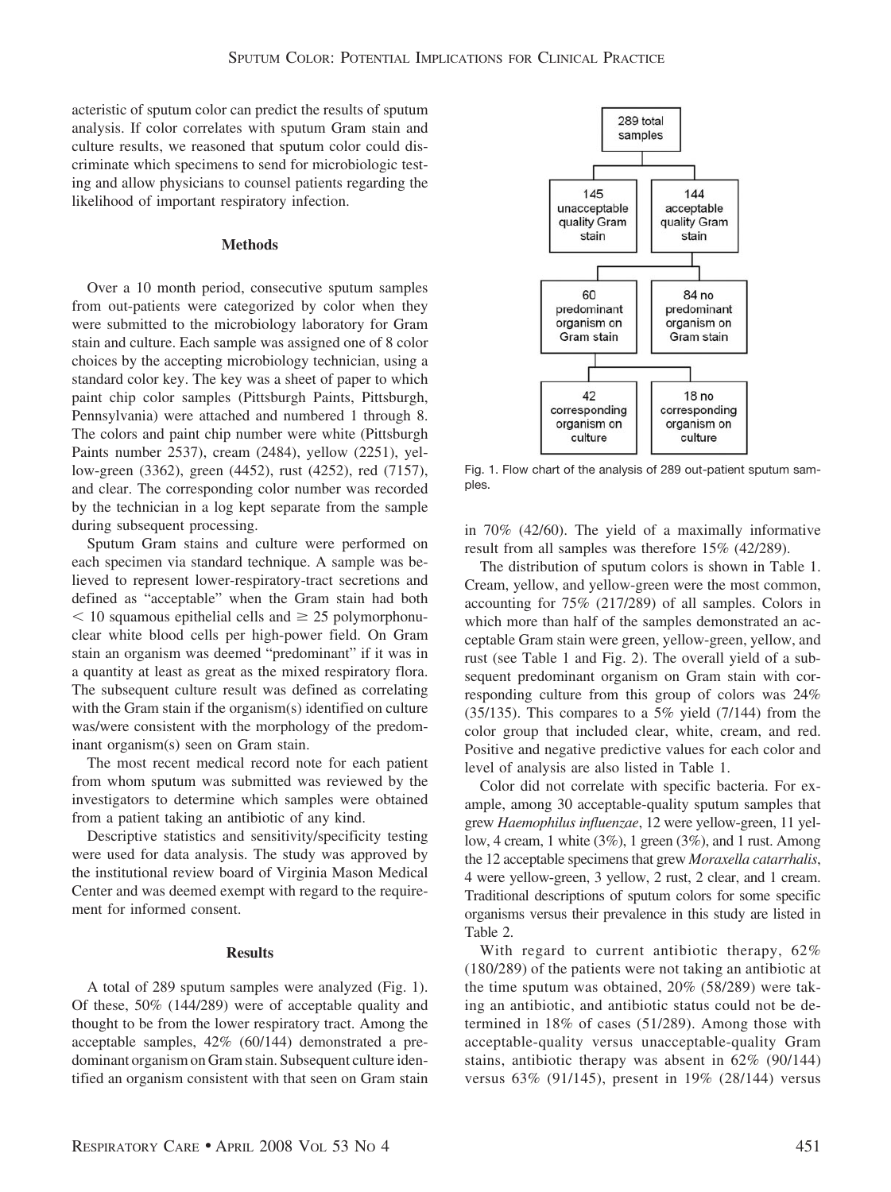acteristic of sputum color can predict the results of sputum analysis. If color correlates with sputum Gram stain and culture results, we reasoned that sputum color could discriminate which specimens to send for microbiologic testing and allow physicians to counsel patients regarding the likelihood of important respiratory infection.

## Methods

Over a 10 month period, consecutive sputum samples from out-patients were categorized by color when they were submitted to the microbiology laboratory for Gram stain and culture. Each sample was assigned one of 8 color choices by the accepting microbiology technician, using a standard color key. The key was a sheet of paper to which paint chip color samples (Pittsburgh Paints, Pittsburgh, Pennsylvania) were attached and numbered 1 through 8. The colors and paint chip number were white (Pittsburgh Paints number 2537), cream (2484), yellow (2251), yellow-green (3362), green (4452), rust (4252), red (7157), and clear. The corresponding color number was recorded by the technician in a log kept separate from the sample during subsequent processing.

Sputum Gram stains and culture were performed on each specimen via standard technique. A sample was believed to represent lower-respiratory-tract secretions and defined as "acceptable" when the Gram stain had both $< 10$ squamous epithelial cells and $\geq 25$ polymorphonuclear white blood cells per high-power field. On Gram stain an organism was deemed "predominant" if it was in a quantity at least as great as the mixed respiratory flora. The subsequent culture result was defined as correlating with the Gram stain if the organism(s) identified on culture was/were consistent with the morphology of the predominant organism(s) seen on Gram stain.

The most recent medical record note for each patient from whom sputum was submitted was reviewed by the investigators to determine which samples were obtained from a patient taking an antibiotic of any kind.

Descriptive statistics and sensitivity/specificity testing were used for data analysis. The study was approved by the institutional review board of Virginia Mason Medical Center and was deemed exempt with regard to the requirement for informed consent.

## Results

A total of 289 sputum samples were analyzed (Fig. 1). Of these, 50% (144/289) were of acceptable quality and thought to be from the lower respiratory tract. Among the acceptable samples, 42% (60/144) demonstrated a predominant organism on Gram stain. Subsequent culture identified an organism consistent with that seen on Gram stain in 70% (42/60). The yield of a maximally informative result from all samples was therefore 15% (42/289).

Fig. 1. Flow chart of the analysis of 289 out-patient sputum samples.

The distribution of sputum colors is shown in Table 1. Cream, yellow, and yellow-green were the most common, accounting for 75% (217/289) of all samples. Colors in which more than half of the samples demonstrated an acceptable Gram stain were green, yellow-green, yellow, and rust (see Table 1 and Fig. 2). The overall yield of a subsequent predominant organism on Gram stain with corresponding culture from this group of colors was 24% (35/135). This compares to a 5% yield (7/144) from the color group that included clear, white, cream, and red. Positive and negative predictive values for each color and level of analysis are also listed in Table 1.

Color did not correlate with specific bacteria. For example, among 30 acceptable-quality sputum samples that grew *Haemophilus influenzae*, 12 were yellow-green, 11 yellow, 4 cream, 1 white (3%), 1 green (3%), and 1 rust. Among the 12 acceptable specimens that grew *Moraxella catarrhalis*, 4 were yellow-green, 3 yellow, 2 rust, 2 clear, and 1 cream. Traditional descriptions of sputum colors for some specific organisms versus their prevalence in this study are listed in Table 2.

With regard to current antibiotic therapy, 62% (180/289) of the patients were not taking an antibiotic at the time sputum was obtained, 20% (58/289) were taking an antibiotic, and antibiotic status could not be determined in 18% of cases (51/289). Among those with acceptable-quality versus unacceptable-quality Gram stains, antibiotic therapy was absent in 62% (90/144) versus 63% (91/145), present in 19% (28/144) versus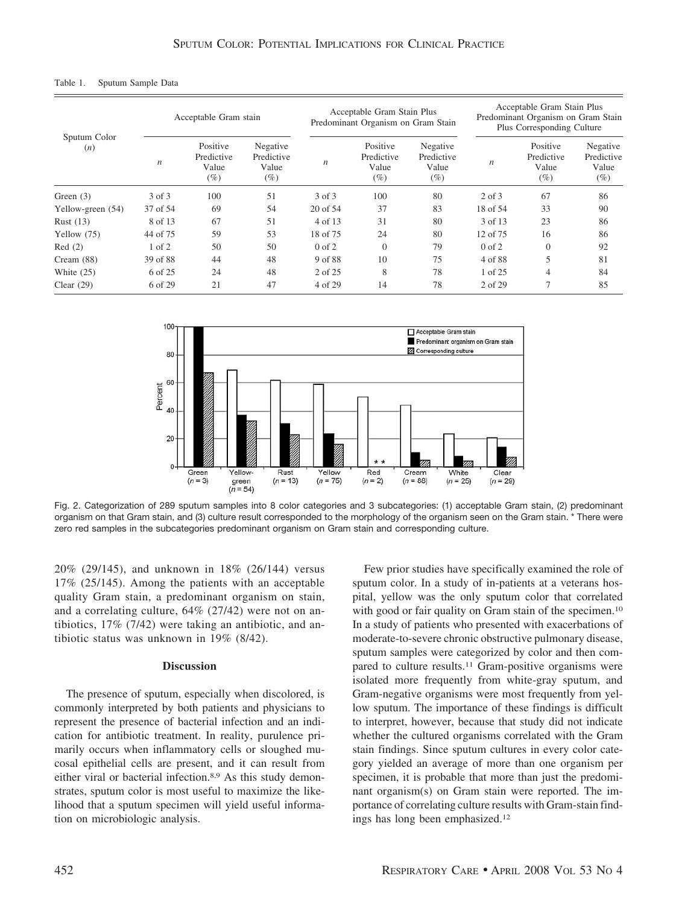Table 1. Sputum Sample Data

| Sputum Color (*n*) | Acceptable Gram stain | | | Acceptable Gram Stain Plus Predominant Organism on Gram Stain | | | Acceptable Gram Stain Plus Predominant Organism on Gram Stain Plus Corresponding Culture | | |
|---|---|---|---|---|---|---|---|---|---|
| | *n* | Positive Predictive Value (%) | Negative Predictive Value (%) | *n* | Positive Predictive Value (%) | Negative Predictive Value (%) | *n* | Positive Predictive Value (%) | Negative Predictive Value (%) |
| Green (3) | 3 of 3 | 100 | 51 | 3 of 3 | 100 | 80 | 2 of 3 | 67 | 86 |
| Yellow-green (54) | 37 of 54 | 69 | 54 | 20 of 54 | 37 | 83 | 18 of 54 | 33 | 90 |
| Rust (13) | 8 of 13 | 67 | 51 | 4 of 13 | 31 | 80 | 3 of 13 | 23 | 86 |
| Yellow (75) | 44 of 75 | 59 | 53 | 18 of 75 | 24 | 80 | 12 of 75 | 16 | 86 |
| Red (2) | 1 of 2 | 50 | 50 | 0 of 2 | 0 | 79 | 0 of 2 | 0 | 92 |
| Cream (88) | 39 of 88 | 44 | 48 | 9 of 88 | 10 | 75 | 4 of 88 | 5 | 81 |
| White (25) | 6 of 25 | 24 | 48 | 2 of 25 | 8 | 78 | 1 of 25 | 4 | 84 |
| Clear (29) | 6 of 29 | 21 | 47 | 4 of 29 | 14 | 78 | 2 of 29 | 7 | 85 |

Fig. 2. Categorization of 289 sputum samples into 8 color categories and 3 subcategories: (1) acceptable Gram stain, (2) predominant organism on that Gram stain, and (3) culture result corresponded to the morphology of the organism seen on the Gram stain. * There were zero red samples in the subcategories predominant organism on Gram stain and corresponding culture.

20% (29/145), and unknown in 18% (26/144) versus 17% (25/145). Among the patients with an acceptable quality Gram stain, a predominant organism on stain, and a correlating culture, 64% (27/42) were not on antibiotics, 17% (7/42) were taking an antibiotic, and antibiotic status was unknown in 19% (8/42).

## Discussion

The presence of sputum, especially when discolored, is commonly interpreted by both patients and physicians to represent the presence of bacterial infection and an indication for antibiotic treatment. In reality, purulence primarily occurs when inflammatory cells or sloughed mucosal epithelial cells are present, and it can result from either viral or bacterial infection.[8,9] As this study demonstrates, sputum color is most useful to maximize the likelihood that a sputum specimen will yield useful information on microbiologic analysis.

Few prior studies have specifically examined the role of sputum color. In a study of in-patients at a veterans hospital, yellow was the only sputum color that correlated with good or fair quality on Gram stain of the specimen.[10] In a study of patients who presented with exacerbations of moderate-to-severe chronic obstructive pulmonary disease, sputum samples were categorized by color and then compared to culture results.[11] Gram-positive organisms were isolated more frequently from white-gray sputum, and Gram-negative organisms were most frequently from yellow sputum. The importance of these findings is difficult to interpret, however, because that study did not indicate whether the cultured organisms correlated with the Gram stain findings. Since sputum cultures in every color category yielded an average of more than one organism per specimen, it is probable that more than just the predominant organism(s) on Gram stain were reported. The importance of correlating culture results with Gram-stain findings has long been emphasized.[12]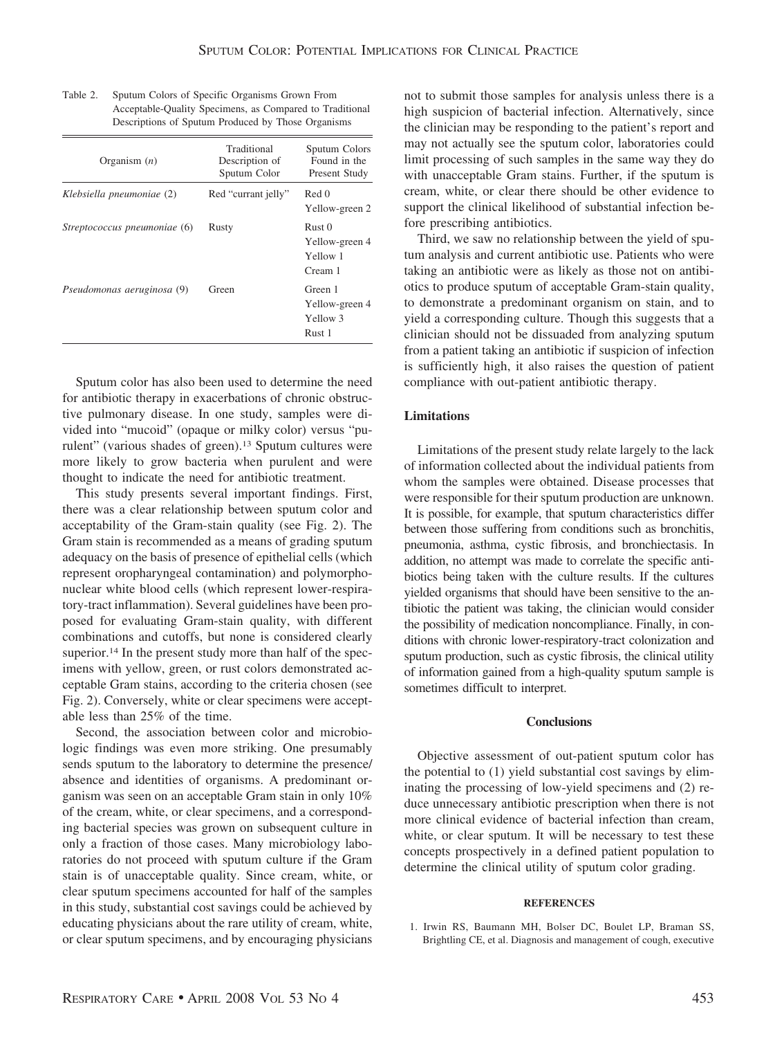Table 2. Sputum Colors of Specific Organisms Grown From Acceptable-Quality Specimens, as Compared to Traditional Descriptions of Sputum Produced by Those Organisms

| Organism (*n*) | Traditional Description of Sputum Color | Sputum Colors Found in the Present Study |
|---|---|---|
| *Klebsiella pneumoniae* (2) | Red "currant jelly" | Red 0 |
| | | Yellow-green 2 |
| *Streptococcus pneumoniae* (6) | Rusty | Rust 0 |
| | | Yellow-green 4 |
| | | Yellow 1 |
| | | Cream 1 |
| *Pseudomonas aeruginosa* (9) | Green | Green 1 |
| | | Yellow-green 4 |
| | | Yellow 3 |
| | | Rust 1 |

Sputum color has also been used to determine the need for antibiotic therapy in exacerbations of chronic obstructive pulmonary disease. In one study, samples were divided into "mucoid" (opaque or milky color) versus "purulent" (various shades of green).[13] Sputum cultures were more likely to grow bacteria when purulent and were thought to indicate the need for antibiotic treatment.

This study presents several important findings. First, there was a clear relationship between sputum color and acceptability of the Gram-stain quality (see Fig. 2). The Gram stain is recommended as a means of grading sputum adequacy on the basis of presence of epithelial cells (which represent oropharyngeal contamination) and polymorphonuclear white blood cells (which represent lower-respiratory-tract inflammation). Several guidelines have been proposed for evaluating Gram-stain quality, with different combinations and cutoffs, but none is considered clearly superior.[14] In the present study more than half of the specimens with yellow, green, or rust colors demonstrated acceptable Gram stains, according to the criteria chosen (see Fig. 2). Conversely, white or clear specimens were acceptable less than 25% of the time.

Second, the association between color and microbiologic findings was even more striking. One presumably sends sputum to the laboratory to determine the presence/absence and identities of organisms. A predominant organism was seen on an acceptable Gram stain in only 10% of the cream, white, or clear specimens, and a corresponding bacterial species was grown on subsequent culture in only a fraction of those cases. Many microbiology laboratories do not proceed with sputum culture if the Gram stain is of unacceptable quality. Since cream, white, or clear sputum specimens accounted for half of the samples in this study, substantial cost savings could be achieved by educating physicians about the rare utility of cream, white, or clear sputum specimens, and by encouraging physicians not to submit those samples for analysis unless there is a high suspicion of bacterial infection. Alternatively, since the clinician may be responding to the patient's report and may not actually see the sputum color, laboratories could limit processing of such samples in the same way they do with unacceptable Gram stains. Further, if the sputum is cream, white, or clear there should be other evidence to support the clinical likelihood of substantial infection before prescribing antibiotics.

Third, we saw no relationship between the yield of sputum analysis and current antibiotic use. Patients who were taking an antibiotic were as likely as those not on antibiotics to produce sputum of acceptable Gram-stain quality, to demonstrate a predominant organism on stain, and to yield a corresponding culture. Though this suggests that a clinician should not be dissuaded from analyzing sputum from a patient taking an antibiotic if suspicion of infection is sufficiently high, it also raises the question of patient compliance with out-patient antibiotic therapy.

## Limitations

Limitations of the present study relate largely to the lack of information collected about the individual patients from whom the samples were obtained. Disease processes that were responsible for their sputum production are unknown. It is possible, for example, that sputum characteristics differ between those suffering from conditions such as bronchitis, pneumonia, asthma, cystic fibrosis, and bronchiectasis. In addition, no attempt was made to correlate the specific antibiotics being taken with the culture results. If the cultures yielded organisms that should have been sensitive to the antibiotic the patient was taking, the clinician would consider the possibility of medication noncompliance. Finally, in conditions with chronic lower-respiratory-tract colonization and sputum production, such as cystic fibrosis, the clinical utility of information gained from a high-quality sputum sample is sometimes difficult to interpret.

## Conclusions

Objective assessment of out-patient sputum color has the potential to (1) yield substantial cost savings by eliminating the processing of low-yield specimens and (2) reduce unnecessary antibiotic prescription when there is not more clinical evidence of bacterial infection than cream, white, or clear sputum. It will be necessary to test these concepts prospectively in a defined patient population to determine the clinical utility of sputum color grading.

## REFERENCES

1. Irwin RS, Baumann MH, Bolser DC, Boulet LP, Braman SS, Brightling CE, et al. Diagnosis and management of cough, executive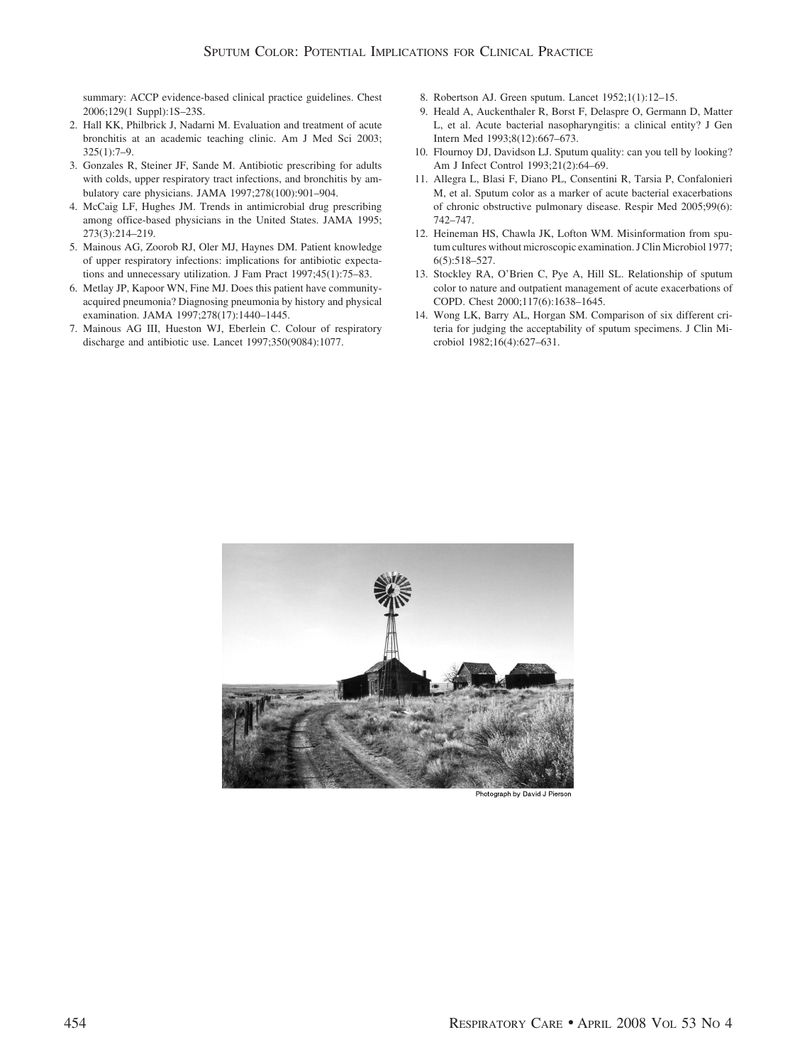summary: ACCP evidence-based clinical practice guidelines. Chest 2006;129(1 Suppl):1S–23S.

2. Hall KK, Philbrick J, Nadarni M. Evaluation and treatment of acute bronchitis at an academic teaching clinic. Am J Med Sci 2003; 325(1):7–9.
3. Gonzales R, Steiner JF, Sande M. Antibiotic prescribing for adults with colds, upper respiratory tract infections, and bronchitis by ambulatory care physicians. JAMA 1997;278(100):901–904.
4. McCaig LF, Hughes JM. Trends in antimicrobial drug prescribing among office-based physicians in the United States. JAMA 1995; 273(3):214–219.
5. Mainous AG, Zoorob RJ, Oler MJ, Haynes DM. Patient knowledge of upper respiratory infections: implications for antibiotic expectations and unnecessary utilization. J Fam Pract 1997;45(1):75–83.
6. Metlay JP, Kapoor WN, Fine MJ. Does this patient have community-acquired pneumonia? Diagnosing pneumonia by history and physical examination. JAMA 1997;278(17):1440–1445.
7. Mainous AG III, Hueston WJ, Eberlein C. Colour of respiratory discharge and antibiotic use. Lancet 1997;350(9084):1077.
8. Robertson AJ. Green sputum. Lancet 1952;1(1):12–15.
9. Heald A, Auckenthaler R, Borst F, Delaspre O, Germann D, Matter L, et al. Acute bacterial nasopharyngitis: a clinical entity? J Gen Intern Med 1993;8(12):667–673.
10. Flournoy DJ, Davidson LJ. Sputum quality: can you tell by looking? Am J Infect Control 1993;21(2):64–69.
11. Allegra L, Blasi F, Diano PL, Consentini R, Tarsia P, Confalonieri M, et al. Sputum color as a marker of acute bacterial exacerbations of chronic obstructive pulmonary disease. Respir Med 2005;99(6): 742–747.
12. Heineman HS, Chawla JK, Lofton WM. Misinformation from sputum cultures without microscopic examination. J Clin Microbiol 1977; 6(5):518–527.
13. Stockley RA, O'Brien C, Pye A, Hill SL. Relationship of sputum color to nature and outpatient management of acute exacerbations of COPD. Chest 2000;117(6):1638–1645.
14. Wong LK, Barry AL, Horgan SM. Comparison of six different criteria for judging the acceptability of sputum specimens. J Clin Microbiol 1982;16(4):627–631.

Photograph by David J Pierson